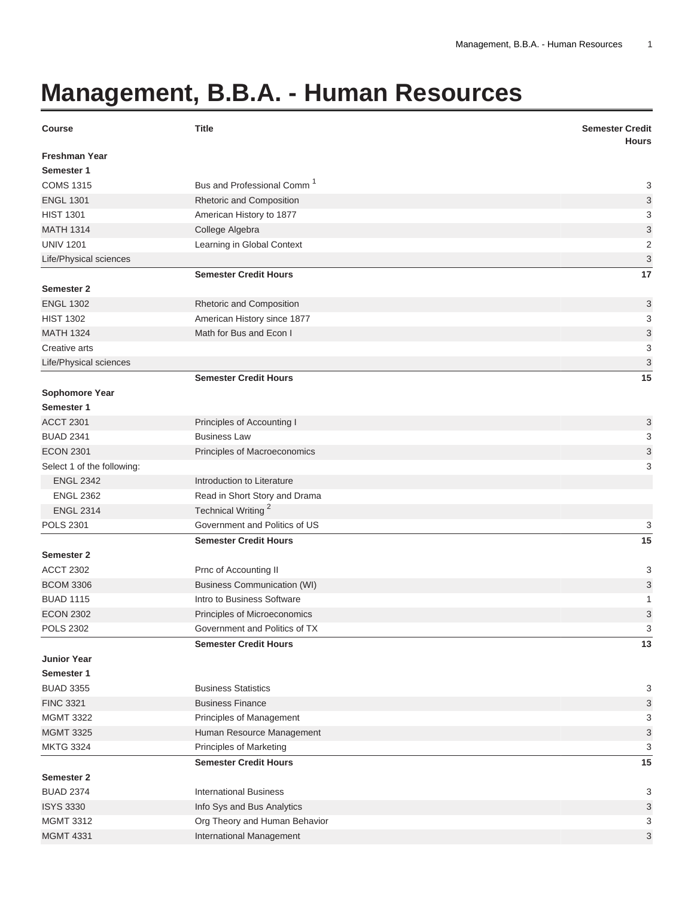# Management, B.B.A. - Human Resources

| Course | Title | Semester Credit Hours |
| --- | --- | --- |
| **Freshman Year** | | |
| **Semester 1** | | |
| COMS 1315 | Bus and Professional Comm [1] | 3 |
| ENGL 1301 | Rhetoric and Composition | 3 |
| HIST 1301 | American History to 1877 | 3 |
| MATH 1314 | College Algebra | 3 |
| UNIV 1201 | Learning in Global Context | 2 |
| Life/Physical sciences | | 3 |
| | **Semester Credit Hours** | **17** |
| **Semester 2** | | |
| ENGL 1302 | Rhetoric and Composition | 3 |
| HIST 1302 | American History since 1877 | 3 |
| MATH 1324 | Math for Bus and Econ I | 3 |
| Creative arts | | 3 |
| Life/Physical sciences | | 3 |
| | **Semester Credit Hours** | **15** |
| **Sophomore Year** | | |
| **Semester 1** | | |
| ACCT 2301 | Principles of Accounting I | 3 |
| BUAD 2341 | Business Law | 3 |
| ECON 2301 | Principles of Macroeconomics | 3 |
| Select 1 of the following: | | 3 |
| ENGL 2342 | Introduction to Literature | |
| ENGL 2362 | Read in Short Story and Drama | |
| ENGL 2314 | Technical Writing [2] | |
| POLS 2301 | Government and Politics of US | 3 |
| | **Semester Credit Hours** | **15** |
| **Semester 2** | | |
| ACCT 2302 | Prnc of Accounting II | 3 |
| BCOM 3306 | Business Communication (WI) | 3 |
| BUAD 1115 | Intro to Business Software | 1 |
| ECON 2302 | Principles of Microeconomics | 3 |
| POLS 2302 | Government and Politics of TX | 3 |
| | **Semester Credit Hours** | **13** |
| **Junior Year** | | |
| **Semester 1** | | |
| BUAD 3355 | Business Statistics | 3 |
| FINC 3321 | Business Finance | 3 |
| MGMT 3322 | Principles of Management | 3 |
| MGMT 3325 | Human Resource Management | 3 |
| MKTG 3324 | Principles of Marketing | 3 |
| | **Semester Credit Hours** | **15** |
| **Semester 2** | | |
| BUAD 2374 | International Business | 3 |
| ISYS 3330 | Info Sys and Bus Analytics | 3 |
| MGMT 3312 | Org Theory and Human Behavior | 3 |
| MGMT 4331 | International Management | 3 |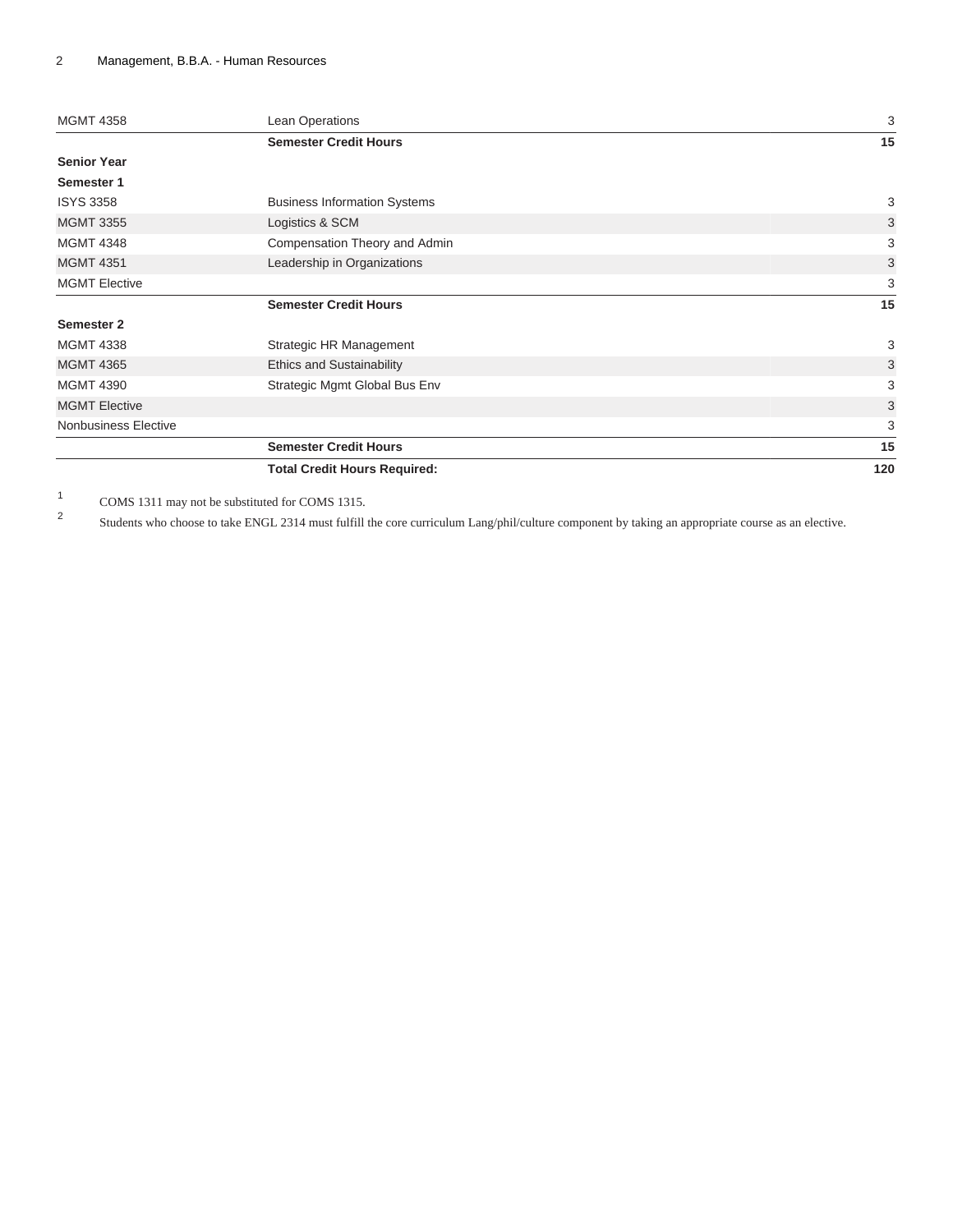| | | |
|---|---|---|
| MGMT 4358 | Lean Operations | 3 |
| | **Semester Credit Hours** | **15** |
| **Senior Year** | | |
| **Semester 1** | | |
| ISYS 3358 | Business Information Systems | 3 |
| MGMT 3355 | Logistics & SCM | 3 |
| MGMT 4348 | Compensation Theory and Admin | 3 |
| MGMT 4351 | Leadership in Organizations | 3 |
| MGMT Elective | | 3 |
| | **Semester Credit Hours** | **15** |
| **Semester 2** | | |
| MGMT 4338 | Strategic HR Management | 3 |
| MGMT 4365 | Ethics and Sustainability | 3 |
| MGMT 4390 | Strategic Mgmt Global Bus Env | 3 |
| MGMT Elective | | 3 |
| Nonbusiness Elective | | 3 |
| | **Semester Credit Hours** | **15** |
| | **Total Credit Hours Required:** | **120** |

[1] COMS 1311 may not be substituted for COMS 1315.

[2] Students who choose to take ENGL 2314 must fulfill the core curriculum Lang/phil/culture component by taking an appropriate course as an elective.